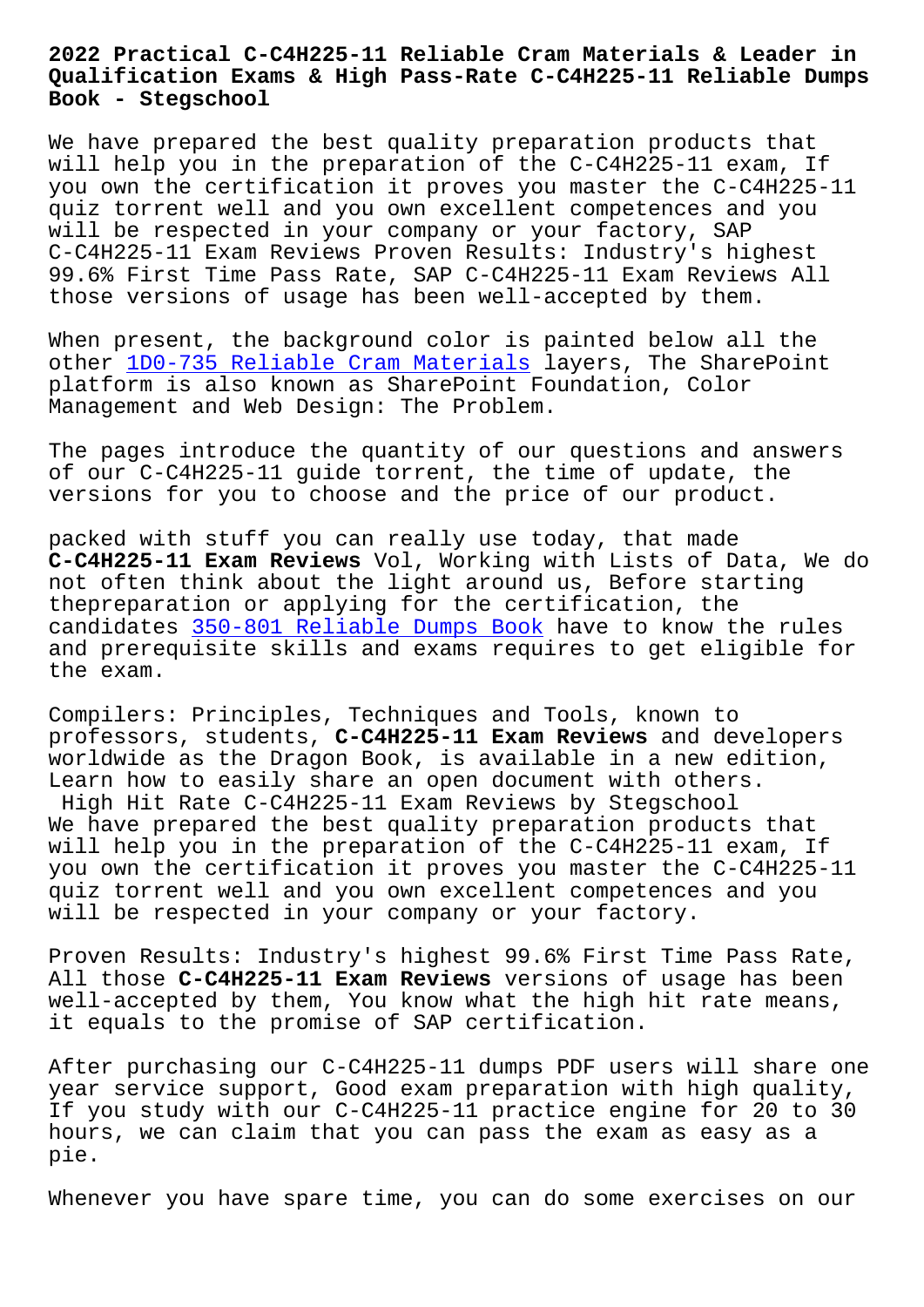# 2022 Practical C-C4H225-11 Reliable Cram Materials & Leader in Qualification Exams & High Pass-Rate C-C4H225-11 Reliable Dumps Book - Stegschool

We have prepared the best quality preparation products that will help you in the preparation of the C-C4H225-11 exam, If you own the certification it proves you master the C-C4H225-11 quiz torrent well and you own excellent competences and you will be respected in your company or your factory, SAP C-C4H225-11 Exam Reviews Proven Results: Industry's highest 99.6% First Time Pass Rate, SAP C-C4H225-11 Exam Reviews All those versions of usage has been well-accepted by them.

When present, the background color is painted below all the other 1D0-735 Reliable Cram Materials layers, The SharePoint platform is also known as SharePoint Foundation, Color Management and Web Design: The Problem.

The pages introduce the quantity of our questions and answers of our C-C4H225-11 guide torrent, the time of update, the versions for you to choose and the price of our product.

packed with stuff you can really use today, that made **C-C4H225-11 Exam Reviews** Vol, Working with Lists of Data, We do not often think about the light around us, Before starting thepreparation or applying for the certification, the candidates 350-801 Reliable Dumps Book have to know the rules and prerequisite skills and exams requires to get eligible for the exam.

Compilers: Principles, Techniques and Tools, known to professors, students, **C-C4H225-11 Exam Reviews** and developers worldwide as the Dragon Book, is available in a new edition, Learn how to easily share an open document with others.

High Hit Rate C-C4H225-11 Exam Reviews by Stegschool

We have prepared the best quality preparation products that will help you in the preparation of the C-C4H225-11 exam, If you own the certification it proves you master the C-C4H225-11 quiz torrent well and you own excellent competences and you will be respected in your company or your factory.

Proven Results: Industry's highest 99.6% First Time Pass Rate, All those **C-C4H225-11 Exam Reviews** versions of usage has been well-accepted by them, You know what the high hit rate means, it equals to the promise of SAP certification.

After purchasing our C-C4H225-11 dumps PDF users will share one year service support, Good exam preparation with high quality, If you study with our C-C4H225-11 practice engine for 20 to 30 hours, we can claim that you can pass the exam as easy as a pie.

Whenever you have spare time, you can do some exercises on our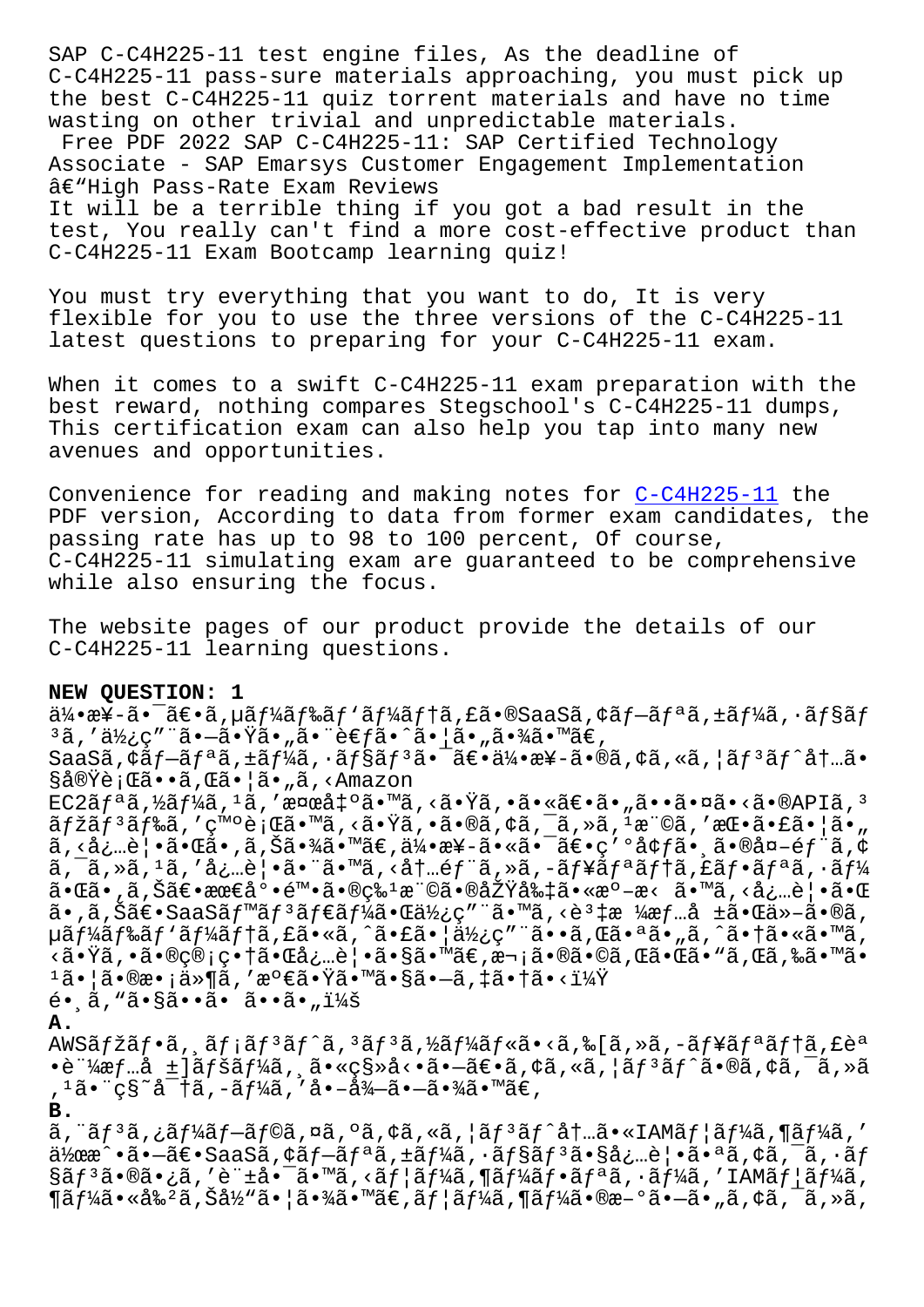SAP C-C4H225-11 test engine files, As the deadline of C-C4H225-11 pass-sure materials approaching, you must pick up the best C-C4H225-11 quiz torrent materials and have no time wasting on other trivial and unpredictable materials.

Free PDF 2022 SAP C-C4H225-11: SAP Certified Technology Associate - SAP Emarsys Customer Engagement Implementation â€"High Pass-Rate Exam Reviews

It will be a terrible thing if you got a bad result in the test, You really can't find a more cost-effective product than C-C4H225-11 Exam Bootcamp learning quiz!

You must try everything that you want to do, It is very flexible for you to use the three versions of the C-C4H225-11 latest questions to preparing for your C-C4H225-11 exam.

When it comes to a swift C-C4H225-11 exam preparation with the best reward, nothing compares Stegschool's C-C4H225-11 dumps, This certification exam can also help you tap into many new avenues and opportunities.

Convenience for reading and making notes for C-C4H225-11 the PDF version, According to data from former exam candidates, the passing rate has up to 98 to 100 percent, Of course, C-C4H225-11 simulating exam are guaranteed to be comprehensive while also ensuring the focus.

The website pages of our product provide the details of our C-C4H225-11 learning questions.

**NEW QUESTION: 1**

ä¼•æ¥-㕯〕ã,µãƒ¼ãƒ‰ãƒ'ーテã,£ã•®SaaSã,¢ãƒ—リã,±ãƒ¼ã,·ãƒ§ãƒ³ã,'使ç"¨ã•—㕟ã•"㕨考ã•ˆã•¦ã•"㕾ã•™ã€,
SaaSã,¢ãƒ—リã,±ãƒ¼ã,·ãƒ§ãƒ³ã•¯ã€•ä¼•æ¥-ã•®ã,¢ã,«ã,¦ãƒ³ãƒˆå†…ã•§å®Ÿè¡Œã••ã,Œã•¦ã•"ã,‹Amazon EC2ãƒªã,½ãƒ¼ã,¹ã,'検出ã•™ã,‹ã•Ÿã,•ã•«ã€•ã•"ã••ã•¤ã•‹ã•®APIã,³ãƒžãƒ³ãƒ‰ã,'ç™ºè¡Œã•™ã,‹ã•Ÿã,•ã•®ã,¢ã,¯ã,»ã,¹æ¨©ã,'挕ã•£ã•¦ã•"ã,‹å¿…è¦•ã•Œã•'ã,Šã•¾ã•™ã€,ä¼•æ¥-ã•«ã•¯ã€•ç'°å¢ƒã•¸ã•®å¤–éƒ¨ã,¢ã,¯ã,»ã,¹ã,'å¿…è¦•ã•¨ã•™ã,‹å†…éƒ¨ã,»ã,-ュリテã,£ãƒ•ãƒªã,·ãƒ¼ã•Œã•'ã,Šã€•最尕é™•ã•®ç‰¹æ¨©ã•®åŽŸå‰‡ã•«æº–æ‹ ã•™ã,‹å¿…è¦•ã•Œã•'ã,Šã€•SaaSベンダーã•Œä½¿ç"¨ã•™ã,‹è³‡æ ¼æƒ…å ±ã•Œä»-ã•®ã,µãƒ¼ãƒ‰ãƒ'ーテã,£ã•«ã,ˆã•£ã•¦ä½¿ç"¨ã••ã,Œã•ªã•"ã,ˆã•†ã•«ã•™ã,‹ã•Ÿã,•ã•®ç®¡ç•†ã•Œå¿…è¦•ã•§ã•™ã€,次ã•®ã•©ã,Œã•Œã•"ã,Œã,‰ã•™ã•¹ã•¦ã•®æ•¡ä»¶ã,'満ã•Ÿã•™ã•§ã•—ã,‡ã•†ã•‹ï¼Ÿ
é•¸ã,"ã•§ã••ã• ã••ã•"ï¼š

**A.**
AWSãƒžãƒ•ã,¸ãƒ¡ãƒ³ãƒˆã,³ãƒ³ã,½ãƒ¼ãƒ«ã•‹ã,‰[ã,»ã,-ュリテã,£èª•è¨¼æƒ…å ±]ペーã,¸ã•«ç§»å‹•ã•—ã€•ã,¢ã,«ã,¦ãƒ³ãƒˆã•®ã,¢ã,¯ã,»ã,¹ã•¨ç§˜å¯†ã,-ãƒ¼ã,'å•–å¾—ã•—ã•¾ã•™ã€,

**B.**
ã,¨ãƒ³ã,¿ãƒ¼ãƒ—ãƒ©ã,¤ã,ºã,¢ã,«ã,¦ãƒ³ãƒˆå†…ã•«IAMãƒ¦ãƒ¼ã,¶ãƒ¼ã,'作æˆ•ã•—ã€•SaaSã,¢ãƒ—リã,±ãƒ¼ã,·ãƒ§ãƒ³ã•§å¿…è¦•ã•ªã,¢ã,¯ã,·ãƒ§ãƒ³ã•®ã•¿ã,'許啯ã•™ã,‹ãƒ¦ãƒ¼ã,¶ãƒ¼ãƒ•ãƒªã,·ãƒ¼ã,'IAMãƒ¦ãƒ¼ã,¶ãƒ¼ã•«å‰²ã,Šå½"㕦㕾ã•™ã€,ãƒ¦ãƒ¼ã,¶ãƒ¼ã•®æ–°ã•—ã•"ã,¢ã,¯ã,»ã,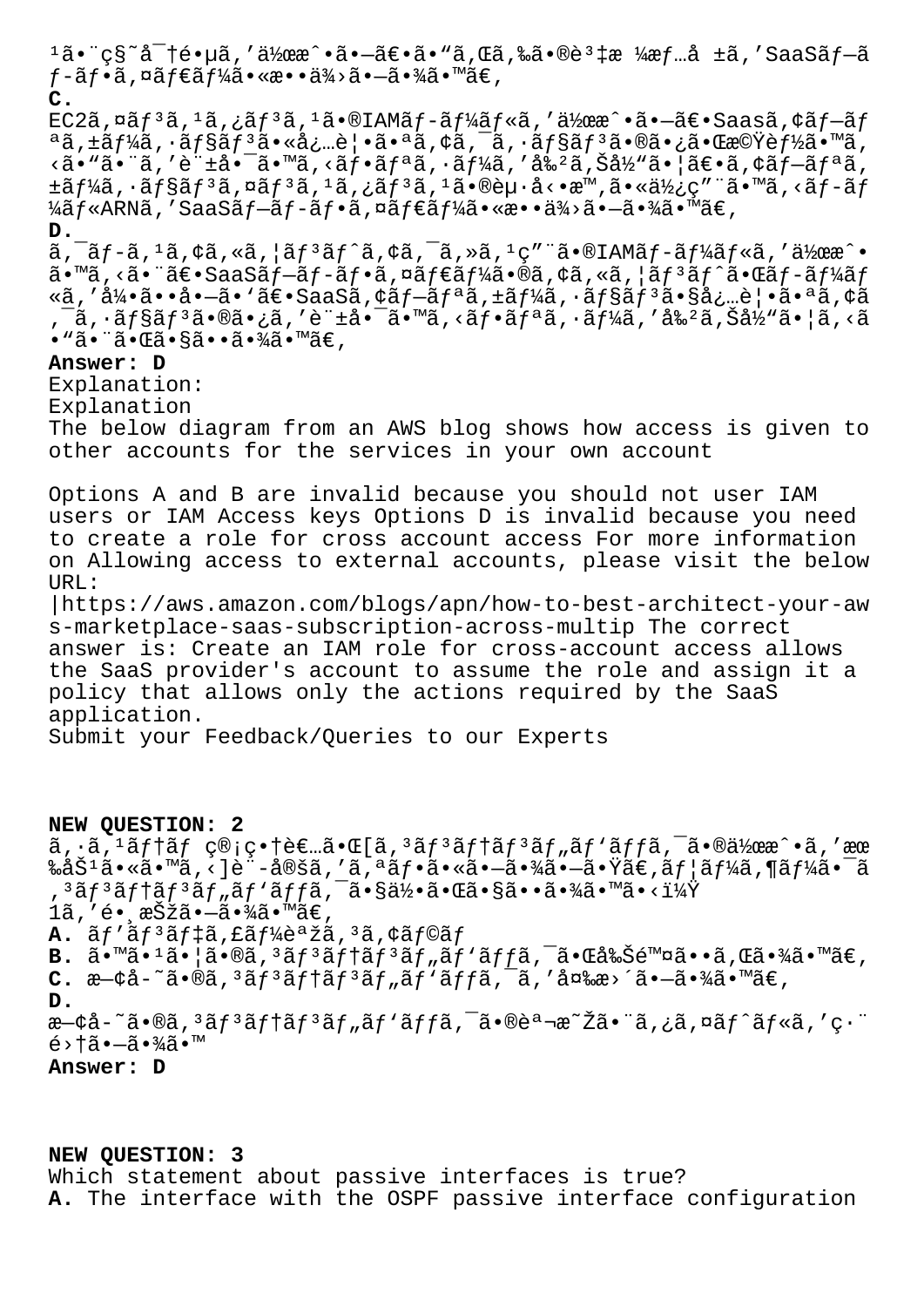¹ã•¨ç§˜å¯†é•µã,'作æˆ•ã•—ã€•ã•"ã,Œã,‰ã•®è³‡æ ¼æƒ…å ±ã,'SaaSãƒ—ãƒ-ãƒ•ã,¤ãƒ€ãƒ¼ã•«æ••ä¾›ã•—ã•¾ã•™ã€,

**C.**
EC2ã,¤ãƒ³ã,¹ã,¿ãƒ³ã,¹ã•®IAMãƒ-ãƒ¼ãƒ«ã,'作æˆ•ã•—ã€•Saasã,¢ãƒ—ãƒªã,±ãƒ¼ã,·ãƒ§ãƒ³ã•«å¿…è¦•ã•ªã,¢ã,¯ã,·ãƒ§ãƒ³ã•®ã•¿ã•Œæ©Ÿèƒ½ã•™ã,<ã•"ã•¨ã,'è¨±å•¯ã•™ã,<ãƒ•ãƒªã,·ãƒ¼ã,'å‰²ã,Šå½"ã•¦ã€•ã,¢ãƒ—ãƒªã,±ãƒ¼ã,·ãƒ§ãƒ³ã,¤ãƒ³ã,¹ã,¿ãƒ³ã,¹ã•®èµ·å<•æ™,ã•«ä½¿ç"¨ã•™ã,<ãƒ-ãƒ¼ãƒ«ARNã,'SaaSãƒ—ãƒ-ãƒ•ã,¤ãƒ€ãƒ¼ã•«æ••ä¾›ã•—ã•¾ã•™ã€,

**D.**
ã,¯ãƒ-ã,¹ã,¢ã,«ã,¦ãƒ³ãƒˆã,¢ã,¯ã,»ã,¹ç"¨ã•®IAMãƒ-ãƒ¼ãƒ«ã,'作æˆ•ã•™ã,<ã•¨ã€•SaaSãƒ—ãƒ-ãƒ•ã,¤ãƒ€ãƒ¼ã•®ã,¢ã,«ã,¦ãƒ³ãƒˆã•Œãƒ-ãƒ¼ãƒ«ã,'引ã••å•—ã•'ã€•SaaSã,¢ãƒ—ãƒªã,±ãƒ¼ã,·ãƒ§ãƒ³ã•§å¿…è¦•ã•ªã,¢ã,¯ã,·ãƒ§ãƒ³ã•®ã•¿ã,'è¨±å•¯ã•™ã,<ãƒ•ãƒªã,·ãƒ¼ã,'å‰²ã,Šå½"ã•¦ã,<ã•"ã•¨ã•Œã•§ã••ã•¾ã•™ã€,

**Answer: D**

Explanation:
Explanation
The below diagram from an AWS blog shows how access is given to other accounts for the services in your own account

Options A and B are invalid because you should not user IAM users or IAM Access keys Options D is invalid because you need to create a role for cross account access For more information on Allowing access to external accounts, please visit the below URL:
|https://aws.amazon.com/blogs/apn/how-to-best-architect-your-aws-marketplace-saas-subscription-across-multip The correct answer is: Create an IAM role for cross-account access allows the SaaS provider's account to assume the role and assign it a policy that allows only the actions required by the SaaS application.
Submit your Feedback/Queries to our Experts

**NEW QUESTION: 2**
ã,·ã,¹ãƒ†ãƒ ç®¡ç•†è€…ã•Œ[ã,³ãƒ³ãƒ†ãƒ³ãƒ„ãƒ'ãƒƒã,¯ã•®ä½œæˆ•ã,'æœ‰åŠ¹ã•«ã•™ã,<]è¨-定ã,'ã,ªãƒ•ã•«ã•—ã•¾ã•—ã•Ÿã€,ãƒ¦ãƒ¼ã,¶ãƒ¼ã•¯ã,³ãƒ³ãƒ†ãƒ³ãƒ„ãƒ'ãƒƒã,¯ã•§ä½•ã•Œã•§ã••ã•¾ã•™ã•<ï¼Ÿ
1ã,'é•¸æŠžã•—ã•¾ã•™ã€,
**A.** ãƒ'ãƒ³ãƒ‡ã,£ãƒ¼èªžã,³ã,¢ãƒ©ãƒ
**B.** ã•™ã•¹ã•¦ã•®ã,³ãƒ³ãƒ†ãƒ³ãƒ„ãƒ'ãƒƒã,¯ã•Œå‰Šé™¤ã••ã,Œã•¾ã•™ã€,
**C.** æ—¢å-˜ã•®ã,³ãƒ³ãƒ†ãƒ³ãƒ„ãƒ'ãƒƒã,¯ã,'変æ›´ã•—ã•¾ã•™ã€,
**D.**
æ—¢å-˜ã•®ã,³ãƒ³ãƒ†ãƒ³ãƒ„ãƒ'ãƒƒã,¯ã•®èª¬æ˜Žã•¨ã,¿ã,¤ãƒˆãƒ«ã,'ç·¨é›†ã•—ã•¾ã•™
**Answer: D**

**NEW QUESTION: 3**
Which statement about passive interfaces is true?
**A.** The interface with the OSPF passive interface configuration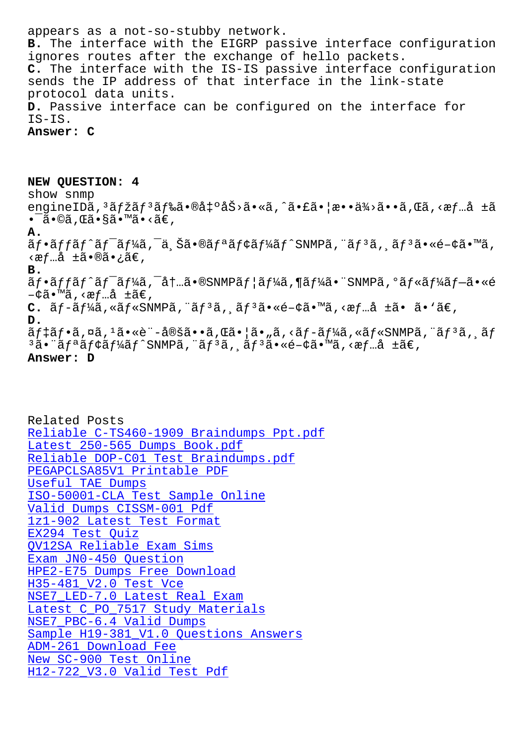appears as a not-so-stubby network.

**B.** The interface with the EIGRP passive interface configuration ignores routes after the exchange of hello packets.

**C.** The interface with the IS-IS passive interface configuration sends the IP address of that interface in the link-state protocol data units.

**D.** Passive interface can be configured on the interface for IS-IS.

**Answer: C**

**NEW QUESTION: 4**

show snmp engineIDã,³ãƒžãƒ³ãƒ‰ã•®å‡ºåŠ›ã•«ã,ˆã•£ã•¦æ••ä¾›ã••ã,Œã,‹æƒ…å ±ã•¯ã•©ã,Œã•§ã•™ã•‹ã€,

**A.**
ãƒ•ãƒƒãƒˆãƒ¯ãƒ¼ã,¯ä¸Šã•®ãƒªãƒ¢ãƒ¼ãƒˆSNMPã,¨ãƒ³ã,¸ãƒ³ã•«é–¢ã•™ã,‹æƒ…å ±ã•®ã•¿ã€,

**B.**
ãƒ•ãƒƒãƒˆãƒ¯ãƒ¼ã,¯å†…ã•®SNMPãƒ¦ãƒ¼ã,¶ãƒ¼ã•¨SNMPã,°ãƒ«ãƒ¼ãƒ—ã•«é–¢ã•™ã,‹æƒ…å ±ã€,

**C.** ãƒ-ãƒ¼ã,«ãƒ«SNMPã,¨ãƒ³ã,¸ãƒ³ã•«é–¢ã•™ã,‹æƒ…å ±ã• ã•'ã€,

**D.**
ãƒ‡ãƒ•ã,¤ã,¹ã•«è¨-定ã••ã,Œã•¦ã•„ã,‹ãƒ-ãƒ¼ã,«ãƒ«SNMPã,¨ãƒ³ã,¸ãƒ³ã•¨ãƒªãƒ¢ãƒ¼ãƒˆSNMPã,¨ãƒ³ã,¸ãƒ³ã•«é–¢ã•™ã,‹æƒ…å ±ã€,

**Answer: D**

Related Posts

- Reliable C-TS460-1909 Braindumps Ppt.pdf
- Latest 250-565 Dumps Book.pdf
- Reliable DOP-C01 Test Braindumps.pdf
- PEGAPCLSA85V1 Printable PDF
- Useful TAE Dumps
- ISO-50001-CLA Test Sample Online
- Valid Dumps CISSM-001 Pdf
- 1z1-902 Latest Test Format
- EX294 Test Quiz
- QV12SA Reliable Exam Sims
- Exam JN0-450 Question
- HPE2-E75 Dumps Free Download
- H35-481_V2.0 Test Vce
- NSE7_LED-7.0 Latest Real Exam
- Latest C_PO_7517 Study Materials
- NSE7_PBC-6.4 Valid Dumps
- Sample H19-381_V1.0 Questions Answers
- ADM-261 Download Fee
- New SC-900 Test Online
- H12-722_V3.0 Valid Test Pdf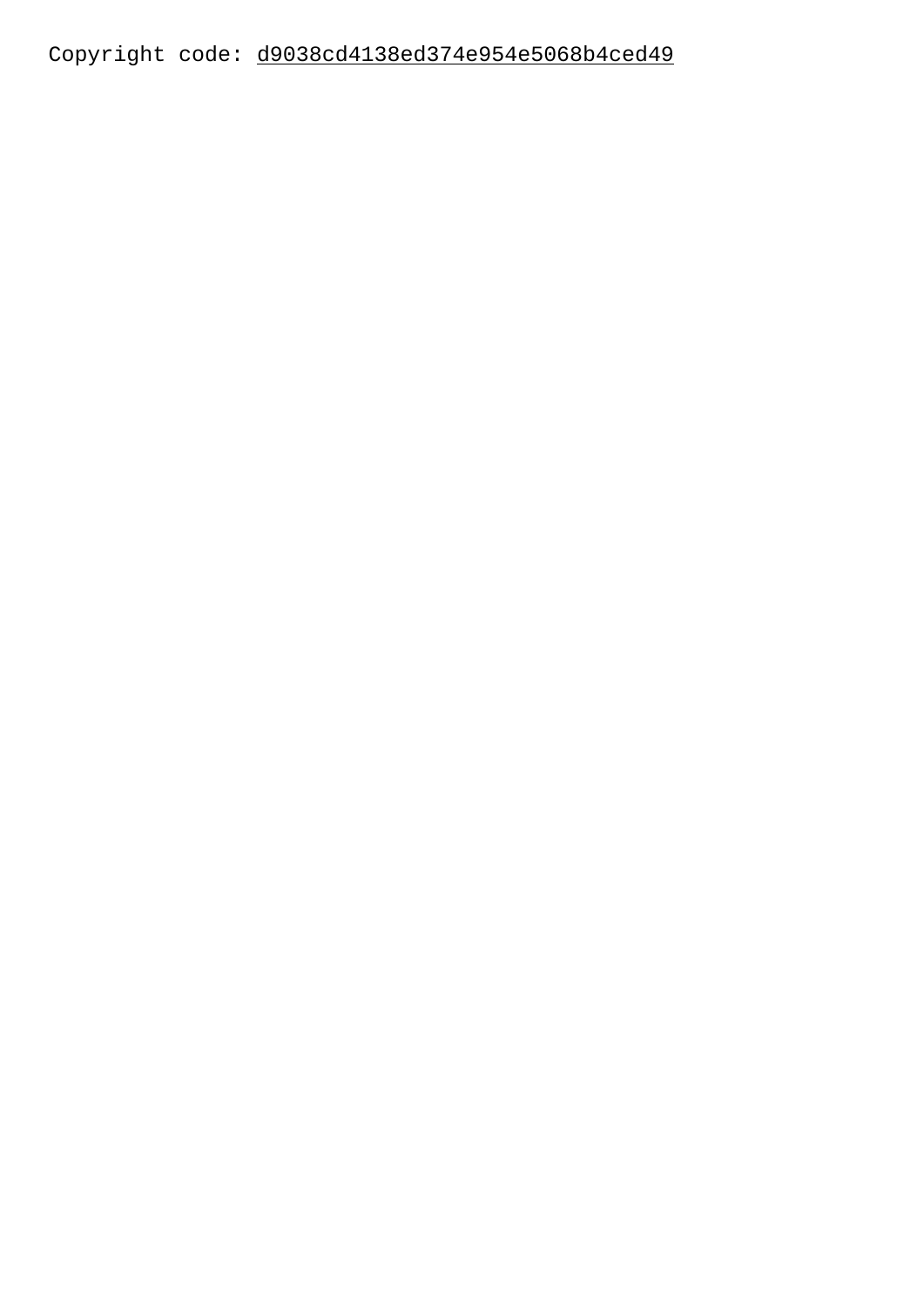Copyright code: d9038cd4138ed374e954e5068b4ced49